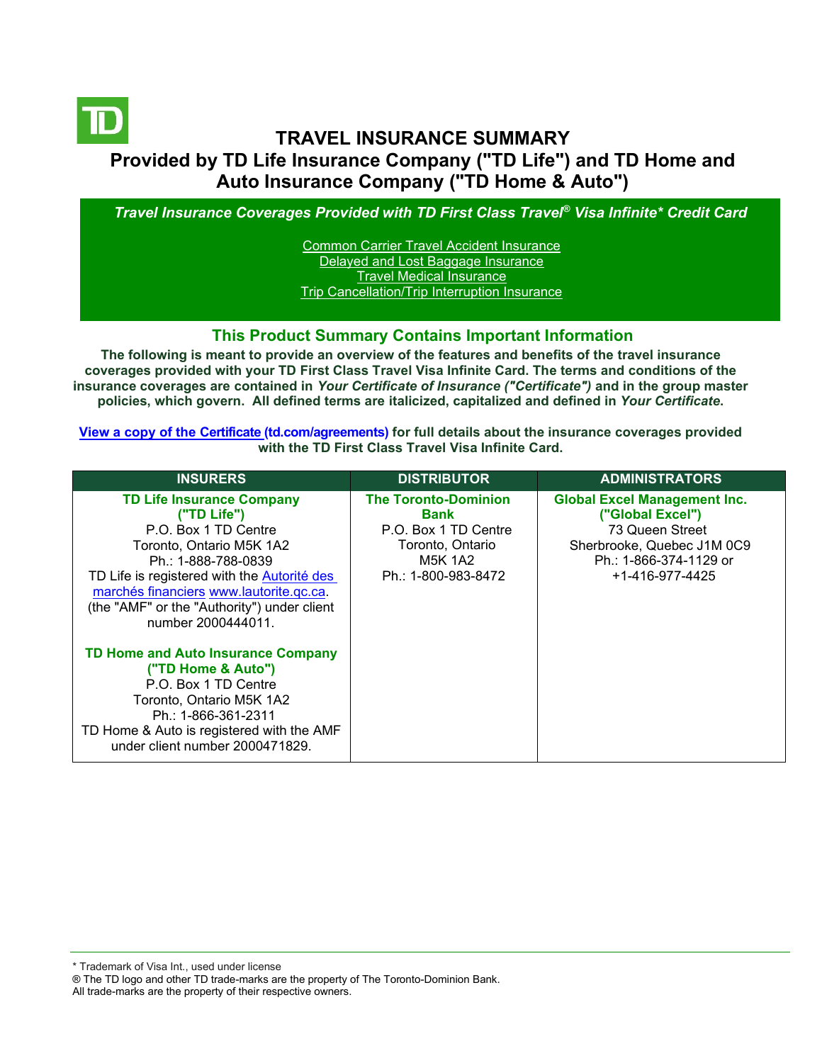# TRAVEL INSURANCE SUMMARY

## Provided by TD Life Insurance Company ("TD Life") and TD Home and Auto Insurance Company ("TD Home & Auto")

***Travel Insurance Coverages Provided with TD First Class Travel® Visa Infinite* Credit Card***

- Common Carrier Travel Accident Insurance
- Delayed and Lost Baggage Insurance
- Travel Medical Insurance
- Trip Cancellation/Trip Interruption Insurance

## This Product Summary Contains Important Information

**The following is meant to provide an overview of the features and benefits of the travel insurance coverages provided with your TD First Class Travel Visa Infinite Card. The terms and conditions of the insurance coverages are contained in *Your Certificate of Insurance ("Certificate")* and in the group master policies, which govern. All defined terms are italicized, capitalized and defined in *Your Certificate*.**

**View a copy of the Certificate (td.com/agreements) for full details about the insurance coverages provided with the TD First Class Travel Visa Infinite Card.**

| INSURERS | DISTRIBUTOR | ADMINISTRATORS |
|---|---|---|
| **TD Life Insurance Company ("TD Life")**<br>P.O. Box 1 TD Centre<br>Toronto, Ontario M5K 1A2<br>Ph.: 1-888-788-0839<br>TD Life is registered with the Autorité des marchés financiers www.lautorite.qc.ca. (the "AMF" or the "Authority") under client number 2000444011.<br><br>**TD Home and Auto Insurance Company ("TD Home & Auto")**<br>P.O. Box 1 TD Centre<br>Toronto, Ontario M5K 1A2<br>Ph.: 1-866-361-2311<br>TD Home & Auto is registered with the AMF under client number 2000471829. | **The Toronto-Dominion Bank**<br>P.O. Box 1 TD Centre<br>Toronto, Ontario<br>M5K 1A2<br>Ph.: 1-800-983-8472 | **Global Excel Management Inc. ("Global Excel")**<br>73 Queen Street<br>Sherbrooke, Quebec J1M 0C9<br>Ph.: 1-866-374-1129 or<br>+1-416-977-4425 |

* Trademark of Visa Int., used under license
® The TD logo and other TD trade-marks are the property of The Toronto-Dominion Bank.
All trade-marks are the property of their respective owners.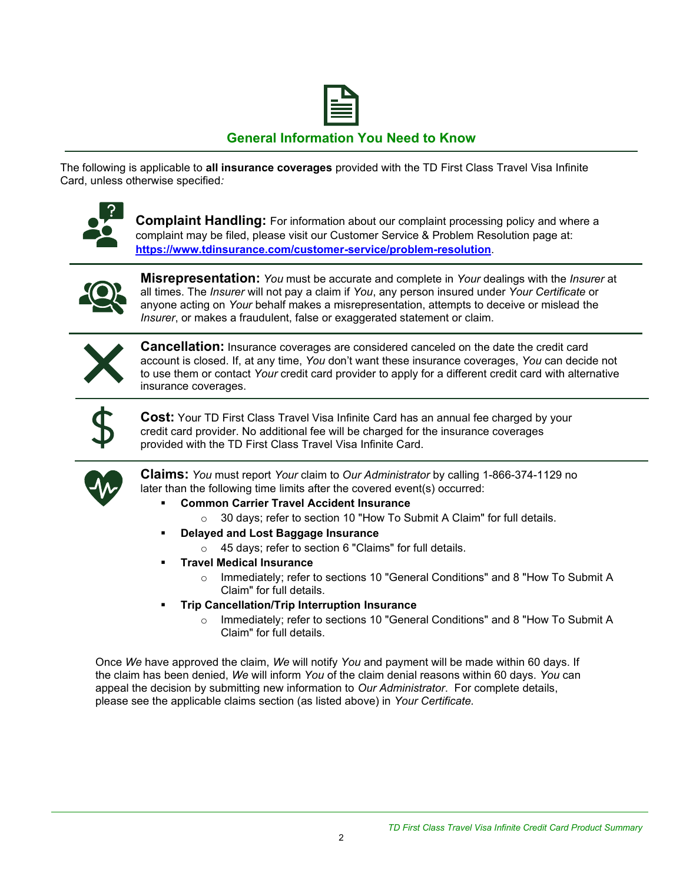## General Information You Need to Know

The following is applicable to **all insurance coverages** provided with the TD First Class Travel Visa Infinite Card, unless otherwise specified*:*

**Complaint Handling:** For information about our complaint processing policy and where a complaint may be filed, please visit our Customer Service & Problem Resolution page at: **https://www.tdinsurance.com/customer-service/problem-resolution**.

**Misrepresentation:** *You* must be accurate and complete in *Your* dealings with the *Insurer* at all times. The *Insurer* will not pay a claim if *You*, any person insured under *Your Certificate* or anyone acting on *Your* behalf makes a misrepresentation, attempts to deceive or mislead the *Insurer*, or makes a fraudulent, false or exaggerated statement or claim.

**Cancellation:** Insurance coverages are considered canceled on the date the credit card account is closed. If, at any time, *You* don't want these insurance coverages, *You* can decide not to use them or contact *Your* credit card provider to apply for a different credit card with alternative insurance coverages.

**Cost:** Your TD First Class Travel Visa Infinite Card has an annual fee charged by your credit card provider. No additional fee will be charged for the insurance coverages provided with the TD First Class Travel Visa Infinite Card.

**Claims:** *You* must report *Your* claim to *Our Administrator* by calling 1-866-374-1129 no later than the following time limits after the covered event(s) occurred:

- **Common Carrier Travel Accident Insurance**
  - 30 days; refer to section 10 "How To Submit A Claim" for full details.
- **Delayed and Lost Baggage Insurance**
  - 45 days; refer to section 6 "Claims" for full details.
- **Travel Medical Insurance**
  - Immediately; refer to sections 10 "General Conditions" and 8 "How To Submit A Claim" for full details.
- **Trip Cancellation/Trip Interruption Insurance**
  - Immediately; refer to sections 10 "General Conditions" and 8 "How To Submit A Claim" for full details.

Once *We* have approved the claim, *We* will notify *You* and payment will be made within 60 days. If the claim has been denied, *We* will inform *You* of the claim denial reasons within 60 days. *You* can appeal the decision by submitting new information to *Our Administrator*. For complete details, please see the applicable claims section (as listed above) in *Your Certificate*.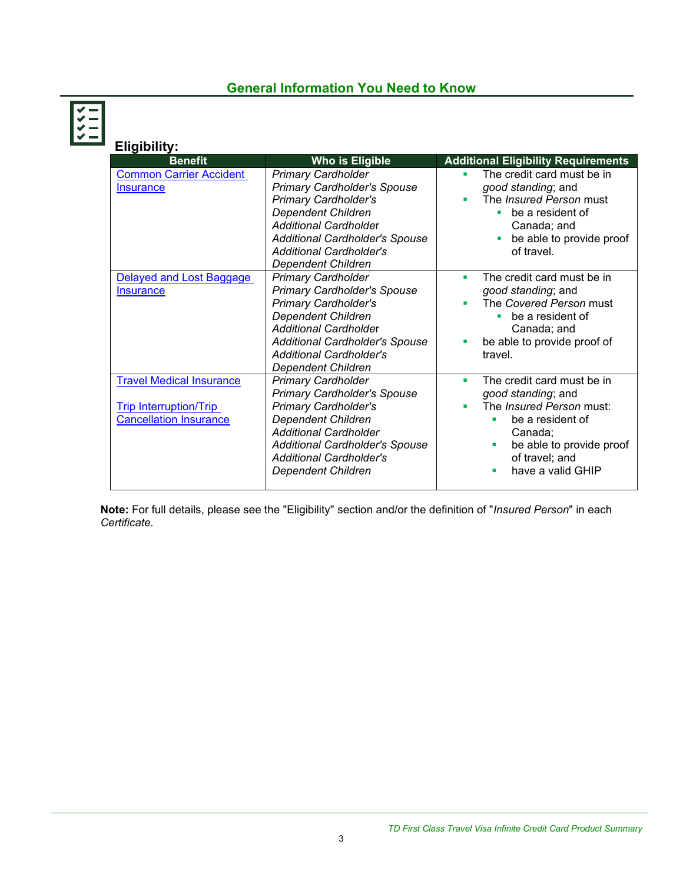## General Information You Need to Know

### Eligibility:

| Benefit | Who is Eligible | Additional Eligibility Requirements |
|---|---|---|
| Common Carrier Accident Insurance | *Primary Cardholder*<br>*Primary Cardholder's Spouse*<br>*Primary Cardholder's Dependent Children*<br>*Additional Cardholder*<br>*Additional Cardholder's Spouse*<br>*Additional Cardholder's Dependent Children* | ▪ The credit card must be in *good standing*; and<br>▪ The *Insured Person* must<br>&nbsp;&nbsp;▪ be a resident of Canada; and<br>&nbsp;&nbsp;▪ be able to provide proof of travel. |
| Delayed and Lost Baggage Insurance | *Primary Cardholder*<br>*Primary Cardholder's Spouse*<br>*Primary Cardholder's Dependent Children*<br>*Additional Cardholder*<br>*Additional Cardholder's Spouse*<br>*Additional Cardholder's Dependent Children* | ▪ The credit card must be in *good standing*; and<br>▪ The *Covered Person* must<br>&nbsp;&nbsp;▪ be a resident of Canada; and<br>▪ be able to provide proof of travel. |
| Travel Medical Insurance<br><br>Trip Interruption/Trip Cancellation Insurance | *Primary Cardholder*<br>*Primary Cardholder's Spouse*<br>*Primary Cardholder's Dependent Children*<br>*Additional Cardholder*<br>*Additional Cardholder's Spouse*<br>*Additional Cardholder's Dependent Children* | ▪ The credit card must be in *good standing*; and<br>▪ The *Insured Person* must:<br>&nbsp;&nbsp;▪ be a resident of Canada;<br>&nbsp;&nbsp;▪ be able to provide proof of travel; and<br>&nbsp;&nbsp;▪ have a valid GHIP |

**Note:** For full details, please see the "Eligibility" section and/or the definition of "*Insured Person*" in each *Certificate*.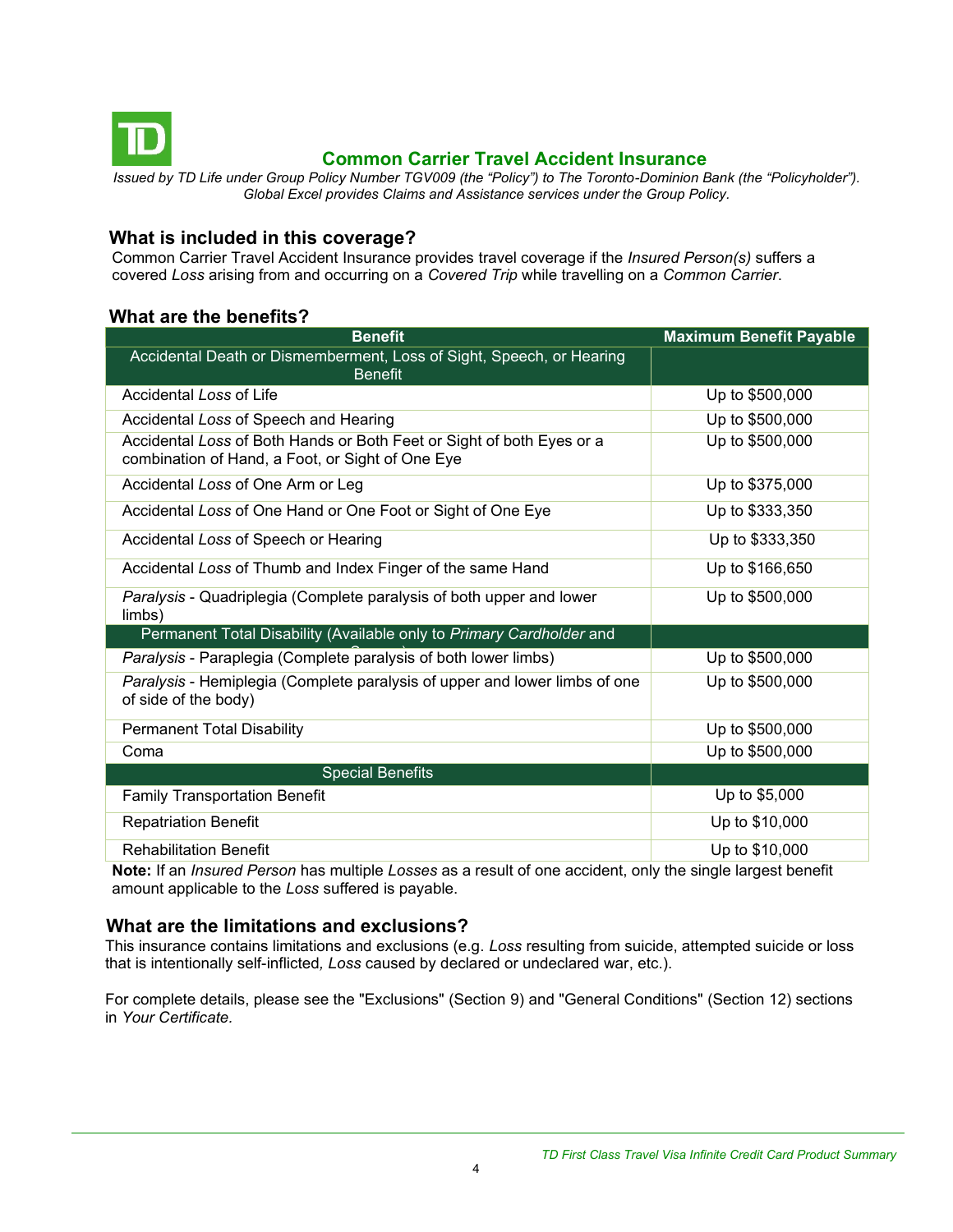## Common Carrier Travel Accident Insurance

*Issued by TD Life under Group Policy Number TGV009 (the "Policy") to The Toronto-Dominion Bank (the "Policyholder"). Global Excel provides Claims and Assistance services under the Group Policy.*

### What is included in this coverage?

Common Carrier Travel Accident Insurance provides travel coverage if the *Insured Person(s)* suffers a covered *Loss* arising from and occurring on a *Covered Trip* while travelling on a *Common Carrier*.

### What are the benefits?

| Benefit | Maximum Benefit Payable |
|---|---|
| **Accidental Death or Dismemberment, Loss of Sight, Speech, or Hearing Benefit** | |
| Accidental *Loss* of Life | Up to $500,000 |
| Accidental *Loss* of Speech and Hearing | Up to $500,000 |
| Accidental *Loss* of Both Hands or Both Feet or Sight of both Eyes or a combination of Hand, a Foot, or Sight of One Eye | Up to $500,000 |
| Accidental *Loss* of One Arm or Leg | Up to $375,000 |
| Accidental *Loss* of One Hand or One Foot or Sight of One Eye | Up to $333,350 |
| Accidental *Loss* of Speech or Hearing | Up to $333,350 |
| Accidental *Loss* of Thumb and Index Finger of the same Hand | Up to $166,650 |
| *Paralysis* - Quadriplegia (Complete paralysis of both upper and lower limbs) | Up to $500,000 |
| **Permanent Total Disability (Available only to *Primary Cardholder* and *Spouse*)** | |
| *Paralysis* - Paraplegia (Complete paralysis of both lower limbs) | Up to $500,000 |
| *Paralysis* - Hemiplegia (Complete paralysis of upper and lower limbs of one of side of the body) | Up to $500,000 |
| Permanent Total Disability | Up to $500,000 |
| Coma | Up to $500,000 |
| **Special Benefits** | |
| Family Transportation Benefit | Up to $5,000 |
| Repatriation Benefit | Up to $10,000 |
| Rehabilitation Benefit | Up to $10,000 |

**Note:** If an *Insured Person* has multiple *Losses* as a result of one accident, only the single largest benefit amount applicable to the *Loss* suffered is payable.

### What are the limitations and exclusions?

This insurance contains limitations and exclusions (e.g. *Loss* resulting from suicide, attempted suicide or loss that is intentionally self-inflicted, *Loss* caused by declared or undeclared war, etc.).

For complete details, please see the "Exclusions" (Section 9) and "General Conditions" (Section 12) sections in *Your Certificate*.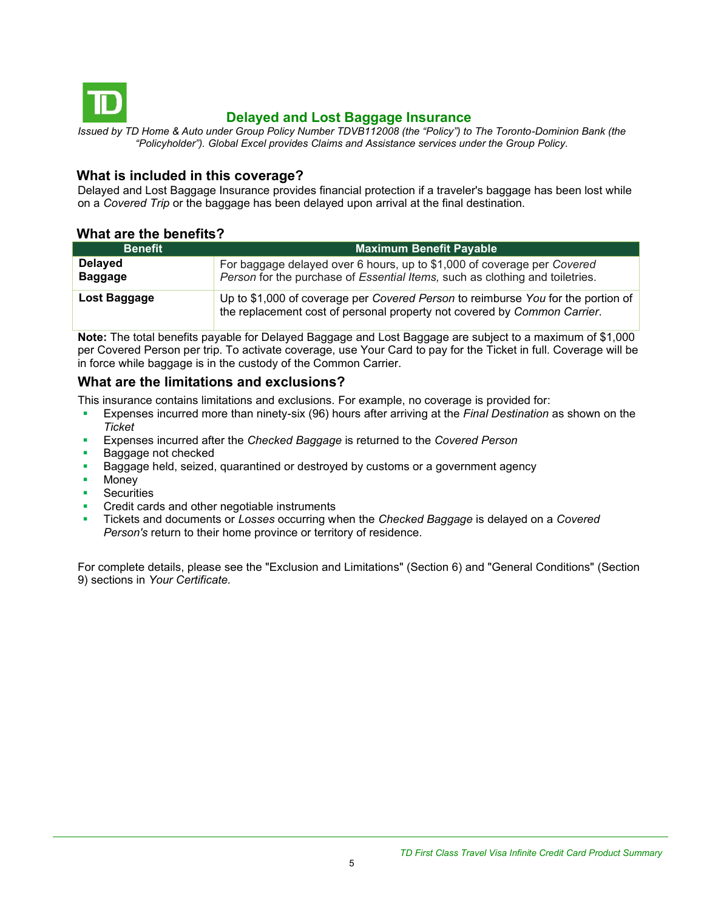## Delayed and Lost Baggage Insurance

*Issued by TD Home & Auto under Group Policy Number TDVB112008 (the "Policy") to The Toronto-Dominion Bank (the "Policyholder"). Global Excel provides Claims and Assistance services under the Group Policy.*

### What is included in this coverage?

Delayed and Lost Baggage Insurance provides financial protection if a traveler's baggage has been lost while on a *Covered Trip* or the baggage has been delayed upon arrival at the final destination.

### What are the benefits?

| Benefit | Maximum Benefit Payable |
|---|---|
| **Delayed Baggage** | For baggage delayed over 6 hours, up to $1,000 of coverage per *Covered Person* for the purchase of *Essential Items,* such as clothing and toiletries. |
| **Lost Baggage** | Up to $1,000 of coverage per *Covered Person* to reimburse *You* for the portion of the replacement cost of personal property not covered by *Common Carrier*. |

**Note:** The total benefits payable for Delayed Baggage and Lost Baggage are subject to a maximum of $1,000 per Covered Person per trip. To activate coverage, use Your Card to pay for the Ticket in full. Coverage will be in force while baggage is in the custody of the Common Carrier.

### What are the limitations and exclusions?

This insurance contains limitations and exclusions. For example, no coverage is provided for:

- Expenses incurred more than ninety-six (96) hours after arriving at the *Final Destination* as shown on the *Ticket*
- Expenses incurred after the *Checked Baggage* is returned to the *Covered Person*
- Baggage not checked
- Baggage held, seized, quarantined or destroyed by customs or a government agency
- Money
- Securities
- Credit cards and other negotiable instruments
- Tickets and documents or *Losses* occurring when the *Checked Baggage* is delayed on a *Covered Person's* return to their home province or territory of residence.

For complete details, please see the "Exclusion and Limitations" (Section 6) and "General Conditions" (Section 9) sections in *Your Certificate.*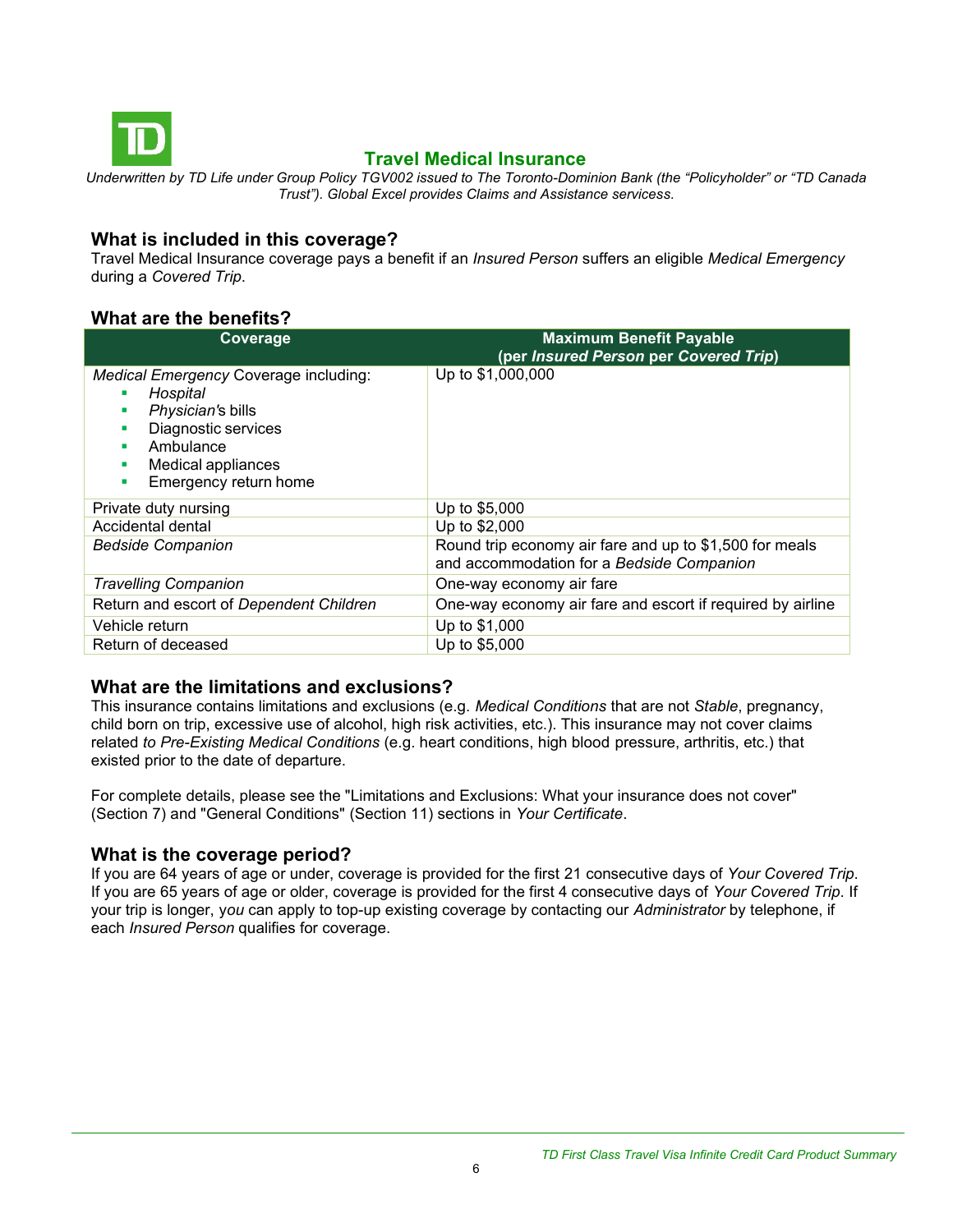## Travel Medical Insurance

*Underwritten by TD Life under Group Policy TGV002 issued to The Toronto-Dominion Bank (the "Policyholder" or "TD Canada Trust"). Global Excel provides Claims and Assistance servicess.*

### What is included in this coverage?

Travel Medical Insurance coverage pays a benefit if an *Insured Person* suffers an eligible *Medical Emergency* during a *Covered Trip*.

### What are the benefits?

| Coverage | Maximum Benefit Payable (per *Insured Person* per *Covered Trip*) |
|---|---|
| *Medical Emergency* Coverage including: <br>▪ *Hospital* <br>▪ *Physician*'s bills <br>▪ Diagnostic services <br>▪ Ambulance <br>▪ Medical appliances <br>▪ Emergency return home | Up to $1,000,000 |
| Private duty nursing | Up to $5,000 |
| Accidental dental | Up to $2,000 |
| *Bedside Companion* | Round trip economy air fare and up to $1,500 for meals and accommodation for a *Bedside Companion* |
| *Travelling Companion* | One-way economy air fare |
| Return and escort of *Dependent Children* | One-way economy air fare and escort if required by airline |
| Vehicle return | Up to $1,000 |
| Return of deceased | Up to $5,000 |

### What are the limitations and exclusions?

This insurance contains limitations and exclusions (e.g. *Medical Conditions* that are not *Stable*, pregnancy, child born on trip, excessive use of alcohol, high risk activities, etc.). This insurance may not cover claims related *to Pre-Existing Medical Conditions* (e.g. heart conditions, high blood pressure, arthritis, etc.) that existed prior to the date of departure.

For complete details, please see the "Limitations and Exclusions: What your insurance does not cover" (Section 7) and "General Conditions" (Section 11) sections in *Your Certificate*.

### What is the coverage period?

If you are 64 years of age or under, coverage is provided for the first 21 consecutive days of *Your Covered Trip*. If you are 65 years of age or older, coverage is provided for the first 4 consecutive days of *Your Covered Trip*. If your trip is longer, *you* can apply to top-up existing coverage by contacting our *Administrator* by telephone, if each *Insured Person* qualifies for coverage.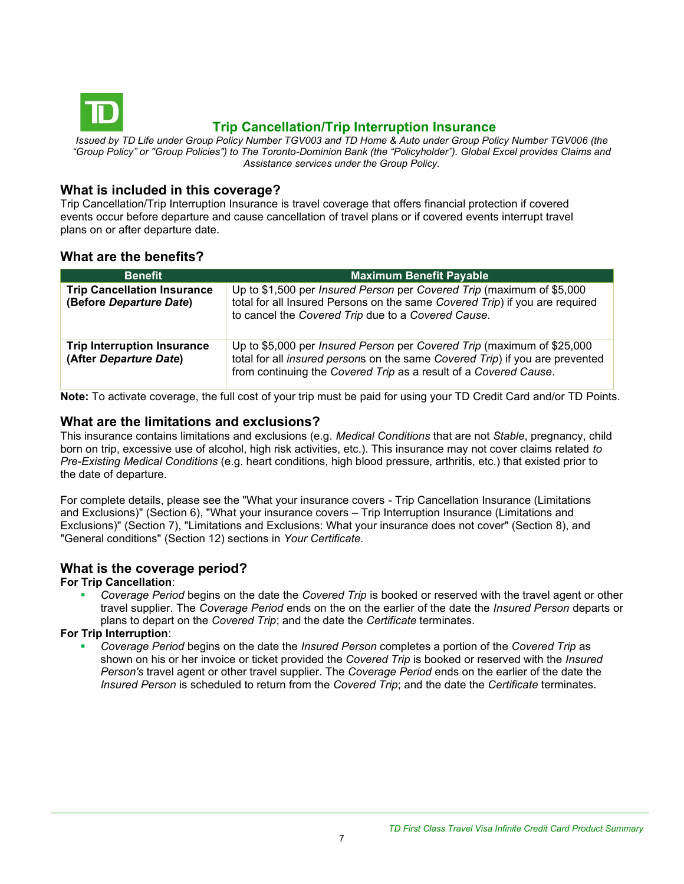## Trip Cancellation/Trip Interruption Insurance

*Issued by TD Life under Group Policy Number TGV003 and TD Home & Auto under Group Policy Number TGV006 (the "Group Policy" or "Group Policies") to The Toronto-Dominion Bank (the "Policyholder"). Global Excel provides Claims and Assistance services under the Group Policy.*

### What is included in this coverage?

Trip Cancellation/Trip Interruption Insurance is travel coverage that offers financial protection if covered events occur before departure and cause cancellation of travel plans or if covered events interrupt travel plans on or after departure date.

### What are the benefits?

| Benefit | Maximum Benefit Payable |
|---|---|
| **Trip Cancellation Insurance (Before *Departure Date*)** | Up to $1,500 per *Insured Person* per *Covered Trip* (maximum of $5,000 total for all Insured Persons on the same *Covered Trip*) if you are required to cancel the *Covered Trip* due to a *Covered Cause*. |
| **Trip Interruption Insurance (After *Departure Date*)** | Up to $5,000 per *Insured Person* per *Covered Trip* (maximum of $25,000 total for all *insured person*s on the same *Covered Trip*) if you are prevented from continuing the *Covered Trip* as a result of a *Covered Cause*. |

**Note:** To activate coverage, the full cost of your trip must be paid for using your TD Credit Card and/or TD Points.

### What are the limitations and exclusions?

This insurance contains limitations and exclusions (e.g. *Medical Conditions* that are not *Stable*, pregnancy, child born on trip, excessive use of alcohol, high risk activities, etc.). This insurance may not cover claims related *to Pre-Existing Medical Conditions* (e.g. heart conditions, high blood pressure, arthritis, etc.) that existed prior to the date of departure.

For complete details, please see the "What your insurance covers - Trip Cancellation Insurance (Limitations and Exclusions)" (Section 6), "What your insurance covers – Trip Interruption Insurance (Limitations and Exclusions)" (Section 7), "Limitations and Exclusions: What your insurance does not cover" (Section 8), and "General conditions" (Section 12) sections in *Your Certificate.*

### What is the coverage period?

**For Trip Cancellation**:

- *Coverage Period* begins on the date the *Covered Trip* is booked or reserved with the travel agent or other travel supplier. The *Coverage Period* ends on the on the earlier of the date the *Insured Person* departs or plans to depart on the *Covered Trip*; and the date the *Certificate* terminates.

**For Trip Interruption**:

- *Coverage Period* begins on the date the *Insured Person* completes a portion of the *Covered Trip* as shown on his or her invoice or ticket provided the *Covered Trip* is booked or reserved with the *Insured Person's* travel agent or other travel supplier. The *Coverage Period* ends on the earlier of the date the *Insured Person* is scheduled to return from the *Covered Trip*; and the date the *Certificate* terminates.